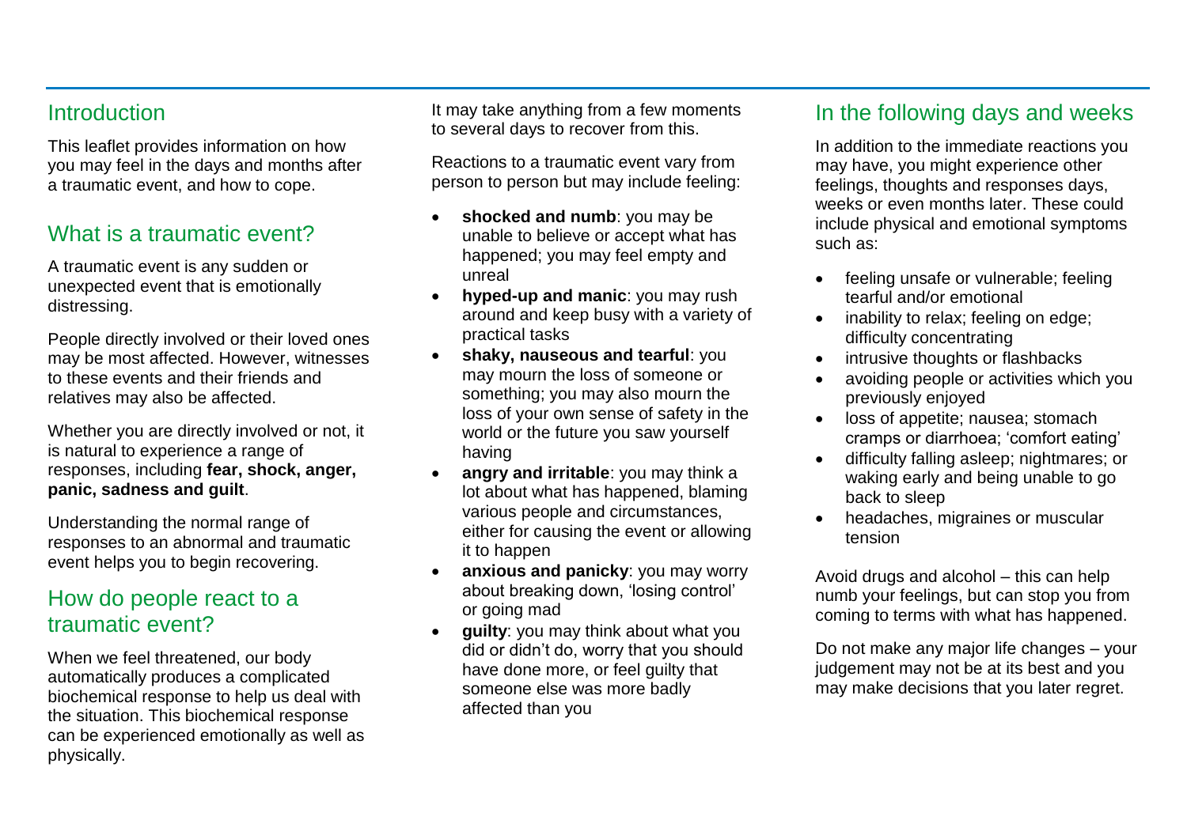## Introduction

This leaflet provides information on how you may feel in the days and months after a traumatic event, and how to cope.

## What is a traumatic event?

A traumatic event is any sudden or unexpected event that is emotionally distressing.

People directly involved or their loved ones may be most affected. However, witnesses to these events and their friends and relatives may also be affected.

Whether you are directly involved or not, it is natural to experience a range of responses, including **fear, shock, anger, panic, sadness and guilt**.

Understanding the normal range of responses to an abnormal and traumatic event helps you to begin recovering.

## How do people react to a traumatic event?

When we feel threatened, our body automatically produces a complicated biochemical response to help us deal with the situation. This biochemical response can be experienced emotionally as well as physically.

It may take anything from a few moments to several days to recover from this.

Reactions to a traumatic event vary from person to person but may include feeling:

- **shocked and numb**: you may be unable to believe or accept what has happened; you may feel empty and unreal
- **hyped-up and manic**: you may rush around and keep busy with a variety of practical tasks
- **shaky, nauseous and tearful**: you may mourn the loss of someone or something; you may also mourn the loss of your own sense of safety in the world or the future you saw yourself having
- **angry and irritable**: you may think a lot about what has happened, blaming various people and circumstances, either for causing the event or allowing it to happen
- **anxious and panicky**: you may worry about breaking down, 'losing control' or going mad
- **guilty**: you may think about what you did or didn't do, worry that you should have done more, or feel guilty that someone else was more badly affected than you

## In the following days and weeks

In addition to the immediate reactions you may have, you might experience other feelings, thoughts and responses days, weeks or even months later. These could include physical and emotional symptoms such as:

- feeling unsafe or vulnerable; feeling tearful and/or emotional
- inability to relax; feeling on edge; difficulty concentrating
- intrusive thoughts or flashbacks
- avoiding people or activities which you previously enjoyed
- loss of appetite; nausea; stomach cramps or diarrhoea; 'comfort eating'
- difficulty falling asleep; nightmares; or waking early and being unable to go back to sleep
- headaches, migraines or muscular tension

Avoid drugs and alcohol – this can help numb your feelings, but can stop you from coming to terms with what has happened.

Do not make any major life changes – your judgement may not be at its best and you may make decisions that you later regret.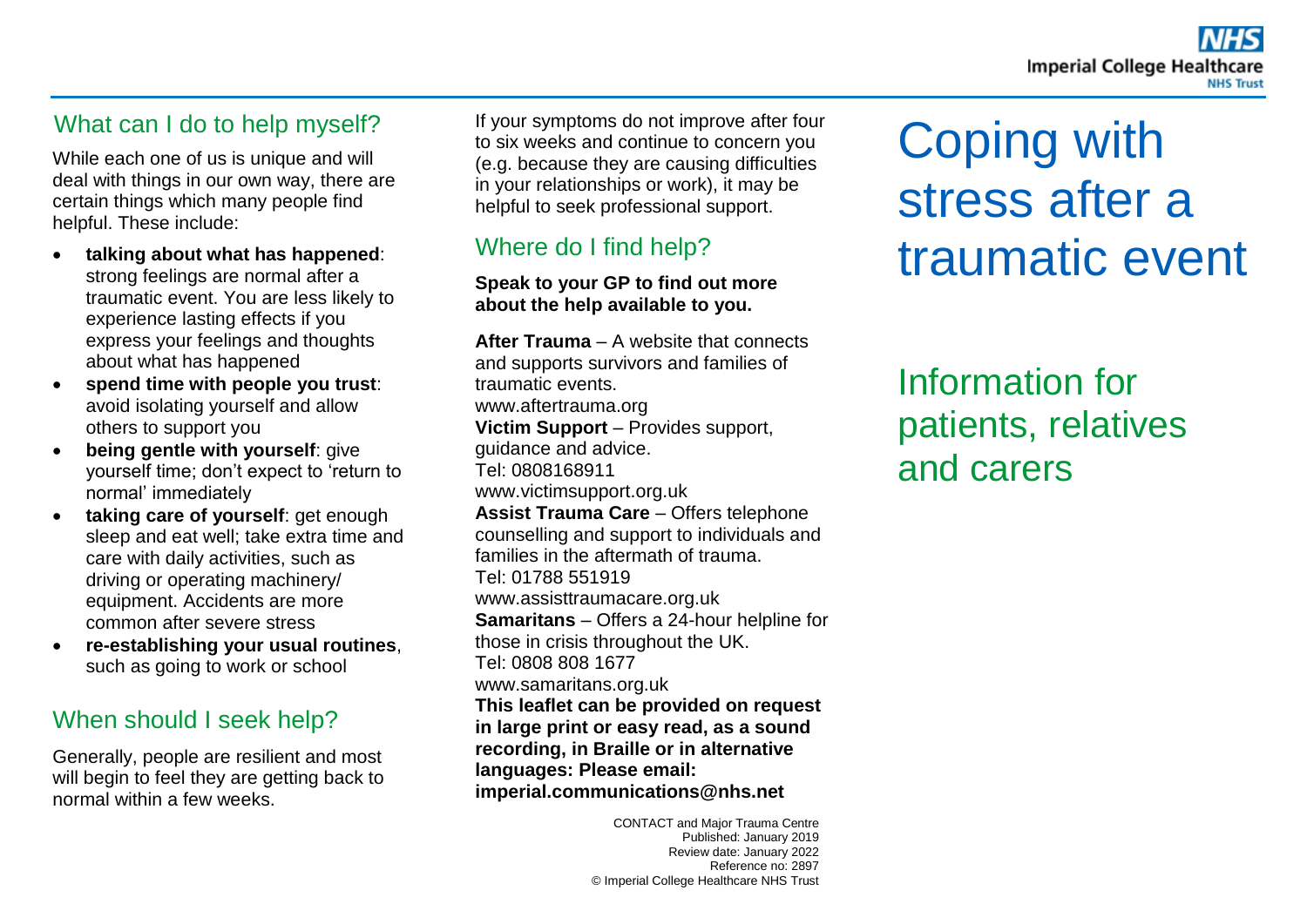## What can I do to help myself?

While each one of us is unique and will deal with things in our own way, there are certain things which many people find helpful. These include:

- **talking about what has happened**: strong feelings are normal after a traumatic event. You are less likely to experience lasting effects if you express your feelings and thoughts about what has happened
- **spend time with people you trust**: avoid isolating yourself and allow others to support you
- **being gentle with yourself**: give yourself time; don't expect to 'return to normal' immediately
- **taking care of yourself**: get enough sleep and eat well; take extra time and care with daily activities, such as driving or operating machinery/ equipment. Accidents are more common after severe stress
- **re-establishing your usual routines**, such as going to work or school

## When should I seek help?

Generally, people are resilient and most will begin to feel they are getting back to normal within a few weeks.

If your symptoms do not improve after four to six weeks and continue to concern you (e.g. because they are causing difficulties in your relationships or work), it may be helpful to seek professional support.

## Where do I find help?

**Speak to your GP to find out more about the help available to you.**

**After Trauma** – A website that connects and supports survivors and families of traumatic events.
www.aftertrauma.org

**Victim Support** – Provides support, guidance and advice.
Tel: 0808168911
www.victimsupport.org.uk

**Assist Trauma Care** – Offers telephone counselling and support to individuals and families in the aftermath of trauma.
Tel: 01788 551919
www.assisttraumacare.org.uk

**Samaritans** – Offers a 24-hour helpline for those in crisis throughout the UK.
Tel: 0808 808 1677
www.samaritans.org.uk

**This leaflet can be provided on request in large print or easy read, as a sound recording, in Braille or in alternative languages: Please email: imperial.communications@nhs.net**

CONTACT and Major Trauma Centre
Published: January 2019
Review date: January 2022
Reference no: 2897
© Imperial College Healthcare NHS Trust

NHS Imperial College Healthcare NHS Trust

# Coping with stress after a traumatic event

## Information for patients, relatives and carers